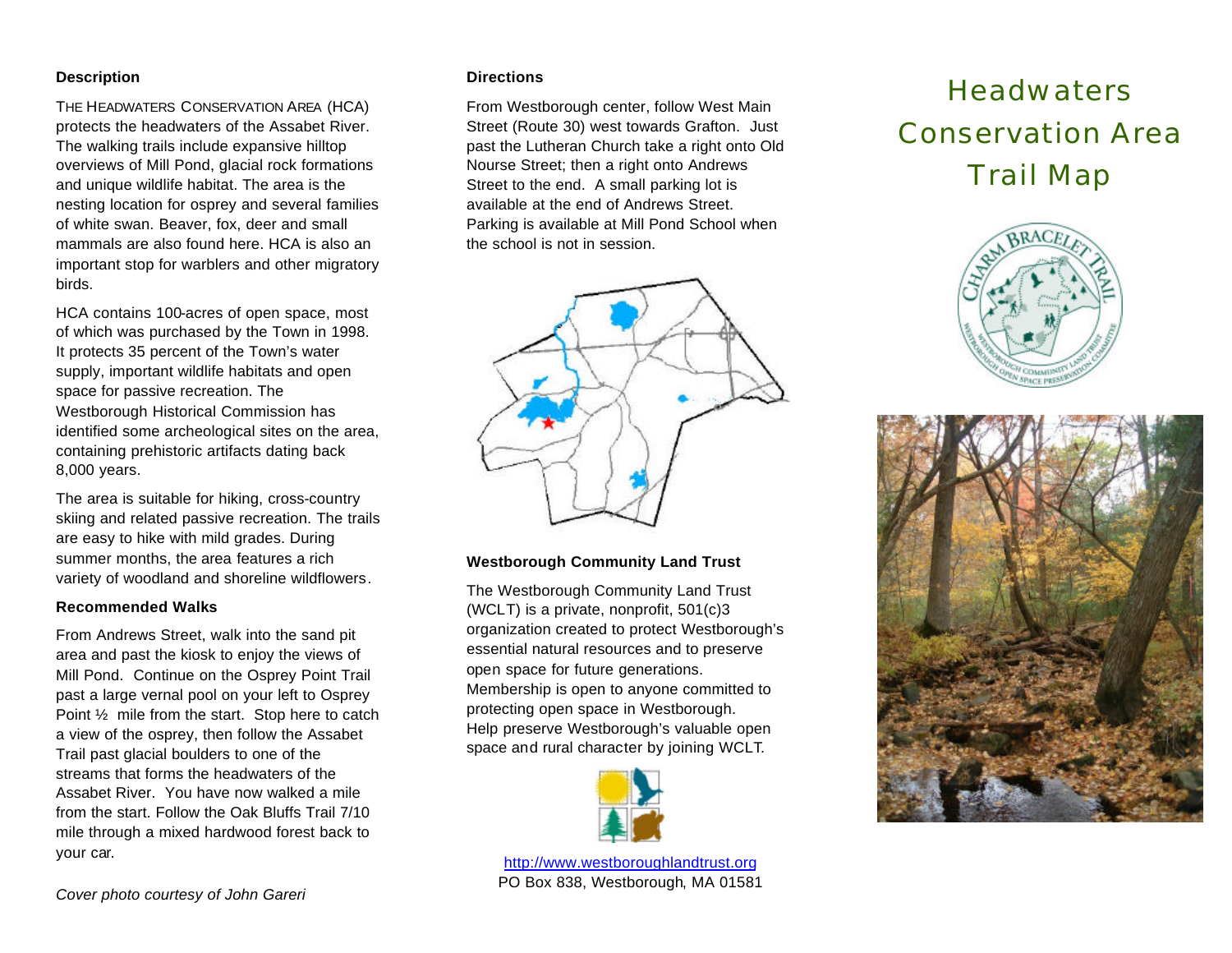## Description

THE HEADWATERS CONSERVATION AREA (HCA) protects the headwaters of the Assabet River. The walking trails include expansive hilltop overviews of Mill Pond, glacial rock formations and unique wildlife habitat. The area is the nesting location for osprey and several families of white swan. Beaver, fox, deer and small mammals are also found here. HCA is also an important stop for warblers and other migratory birds.

HCA contains 100-acres of open space, most of which was purchased by the Town in 1998. It protects 35 percent of the Town's water supply, important wildlife habitats and open space for passive recreation. The Westborough Historical Commission has identified some archeological sites on the area, containing prehistoric artifacts dating back 8,000 years.

The area is suitable for hiking, cross-country skiing and related passive recreation. The trails are easy to hike with mild grades. During summer months, the area features a rich variety of woodland and shoreline wildflowers.

## Recommended Walks

From Andrews Street, walk into the sand pit area and past the kiosk to enjoy the views of Mill Pond. Continue on the Osprey Point Trail past a large vernal pool on your left to Osprey Point ½ mile from the start. Stop here to catch a view of the osprey, then follow the Assabet Trail past glacial boulders to one of the streams that forms the headwaters of the Assabet River. You have now walked a mile from the start. Follow the Oak Bluffs Trail 7/10 mile through a mixed hardwood forest back to your car.

*Cover photo courtesy of John Gareri*

## Directions

From Westborough center, follow West Main Street (Route 30) west towards Grafton. Just past the Lutheran Church take a right onto Old Nourse Street; then a right onto Andrews Street to the end. A small parking lot is available at the end of Andrews Street. Parking is available at Mill Pond School when the school is not in session.

## Westborough Community Land Trust

The Westborough Community Land Trust (WCLT) is a private, nonprofit, 501(c)3 organization created to protect Westborough's essential natural resources and to preserve open space for future generations. Membership is open to anyone committed to protecting open space in Westborough. Help preserve Westborough's valuable open space and rural character by joining WCLT.

http://www.westboroughlandtrust.org
PO Box 838, Westborough, MA 01581

# Headwaters Conservation Area Trail Map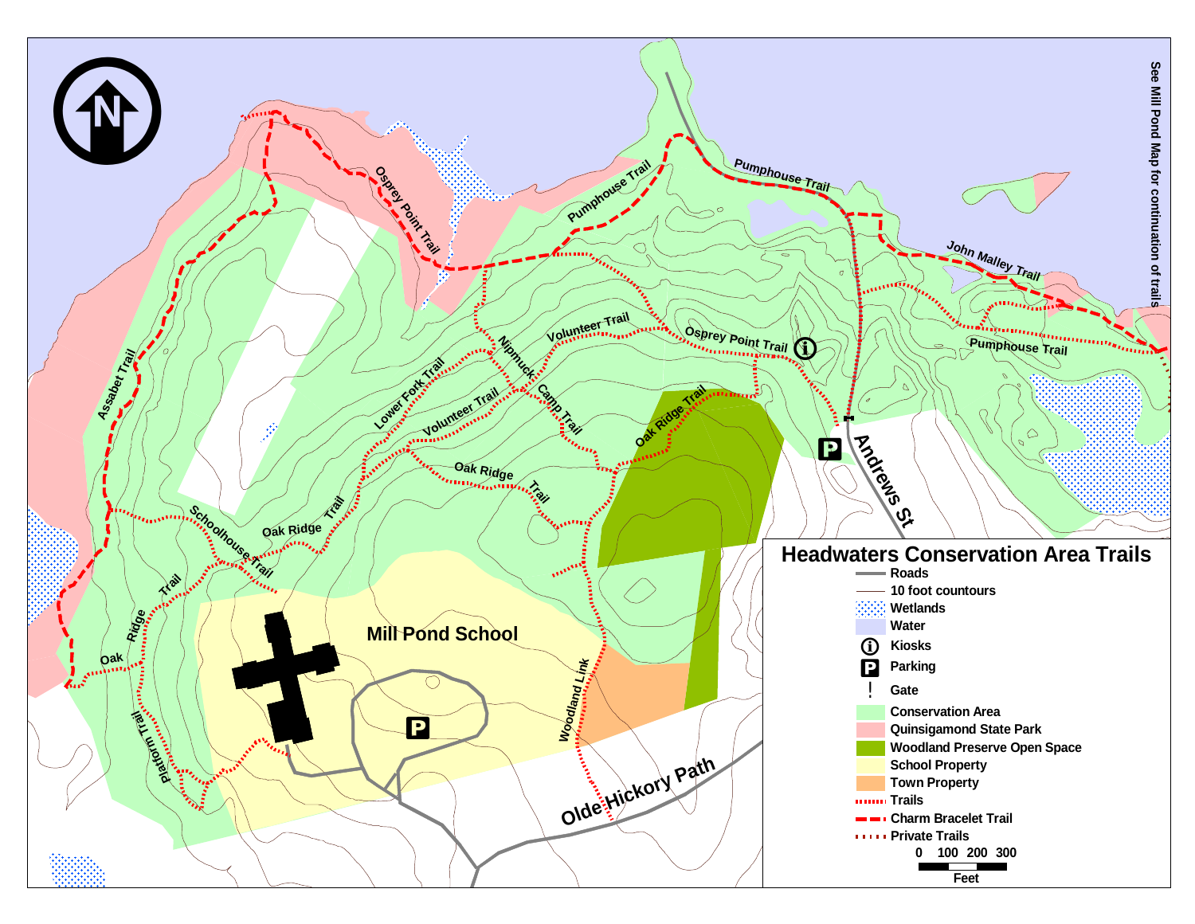# Headwaters Conservation Area Trails

- Roads
- 10 foot countours
- Wetlands
- Water
- Kiosks
- Parking
- Gate
- Conservation Area
- Quinsigamond State Park
- Woodland Preserve Open Space
- School Property
- Town Property
- Trails
- Charm Bracelet Trail
- Private Trails

0 100 200 300
Feet

See Mill Pond Map for continuation of trails

N

Osprey Point Trail
Pumphouse Trail
Pumphouse Trail
John Malley Trail
Pumphouse Trail
Assabet Trail
Volunteer Trail
Osprey Point Trail
Nipmuck
Camp Trail
Lower Fork Trail
Volunteer Trail
Oak Ridge Trail
Oak Ridge Trail
Schoolhouse Trail
Oak Ridge Trail
Oak Ridge Trail
Platform Trail
Woodland Link
Mill Pond School
Andrews St
Olde Hickory Path